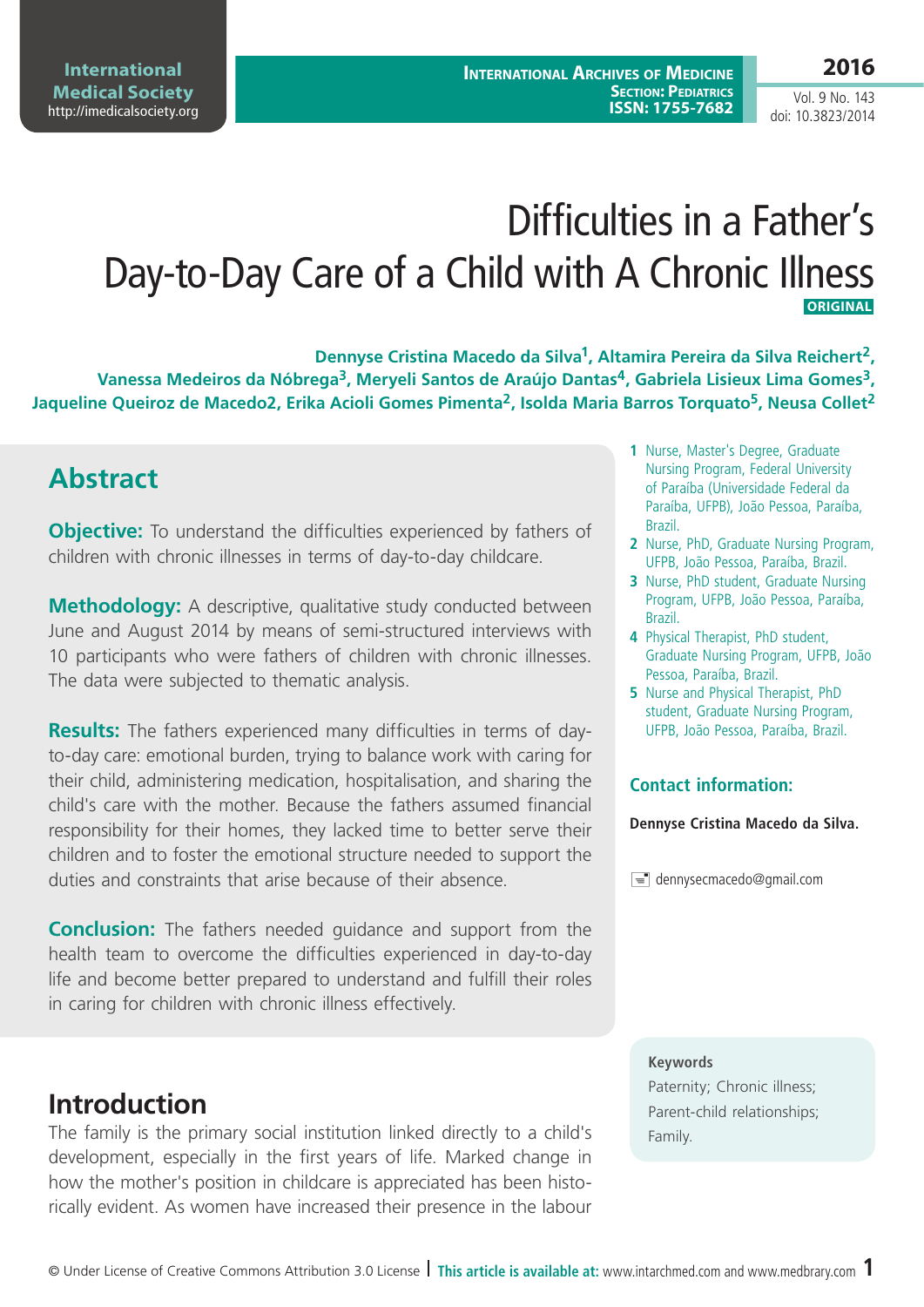# Difficulties in a Father's Day-to-Day Care of a Child with A Chronic Illness

**ORIGINAL**

**Dennyse Cristina Macedo da Silva[1], Altamira Pereira da Silva Reichert[2], Vanessa Medeiros da Nóbrega[3], Meryeli Santos de Araújo Dantas[4], Gabriela Lisieux Lima Gomes[3], Jaqueline Queiroz de Macedo2, Erika Acioli Gomes Pimenta[2], Isolda Maria Barros Torquato[5], Neusa Collet[2]**

1. Nurse, Master's Degree, Graduate Nursing Program, Federal University of Paraíba (Universidade Federal da Paraíba, UFPB), João Pessoa, Paraíba, Brazil.
2. Nurse, PhD, Graduate Nursing Program, UFPB, João Pessoa, Paraíba, Brazil.
3. Nurse, PhD student, Graduate Nursing Program, UFPB, João Pessoa, Paraíba, Brazil.
4. Physical Therapist, PhD student, Graduate Nursing Program, UFPB, João Pessoa, Paraíba, Brazil.
5. Nurse and Physical Therapist, PhD student, Graduate Nursing Program, UFPB, João Pessoa, Paraíba, Brazil.

## Contact information:

**Dennyse Cristina Macedo da Silva.**

dennysecmacedo@gmail.com

## Abstract

**Objective:** To understand the difficulties experienced by fathers of children with chronic illnesses in terms of day-to-day childcare.

**Methodology:** A descriptive, qualitative study conducted between June and August 2014 by means of semi-structured interviews with 10 participants who were fathers of children with chronic illnesses. The data were subjected to thematic analysis.

**Results:** The fathers experienced many difficulties in terms of day-to-day care: emotional burden, trying to balance work with caring for their child, administering medication, hospitalisation, and sharing the child's care with the mother. Because the fathers assumed financial responsibility for their homes, they lacked time to better serve their children and to foster the emotional structure needed to support the duties and constraints that arise because of their absence.

**Conclusion:** The fathers needed guidance and support from the health team to overcome the difficulties experienced in day-to-day life and become better prepared to understand and fulfill their roles in caring for children with chronic illness effectively.

**Keywords**

Paternity; Chronic illness; Parent-child relationships; Family.

## Introduction

The family is the primary social institution linked directly to a child's development, especially in the first years of life. Marked change in how the mother's position in childcare is appreciated has been historically evident. As women have increased their presence in the labour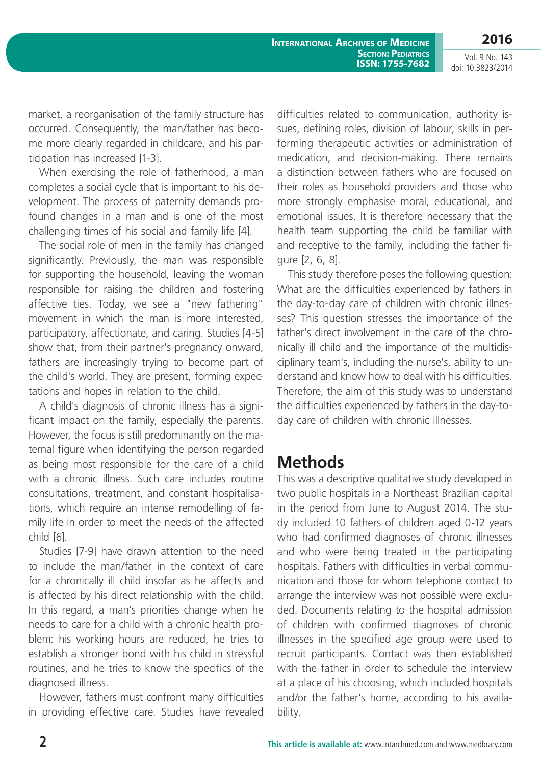market, a reorganisation of the family structure has occurred. Consequently, the man/father has become more clearly regarded in childcare, and his participation has increased [1-3].

When exercising the role of fatherhood, a man completes a social cycle that is important to his development. The process of paternity demands profound changes in a man and is one of the most challenging times of his social and family life [4].

The social role of men in the family has changed significantly. Previously, the man was responsible for supporting the household, leaving the woman responsible for raising the children and fostering affective ties. Today, we see a "new fathering" movement in which the man is more interested, participatory, affectionate, and caring. Studies [4-5] show that, from their partner's pregnancy onward, fathers are increasingly trying to become part of the child's world. They are present, forming expectations and hopes in relation to the child.

A child's diagnosis of chronic illness has a significant impact on the family, especially the parents. However, the focus is still predominantly on the maternal figure when identifying the person regarded as being most responsible for the care of a child with a chronic illness. Such care includes routine consultations, treatment, and constant hospitalisations, which require an intense remodelling of family life in order to meet the needs of the affected child [6].

Studies [7-9] have drawn attention to the need to include the man/father in the context of care for a chronically ill child insofar as he affects and is affected by his direct relationship with the child. In this regard, a man's priorities change when he needs to care for a child with a chronic health problem: his working hours are reduced, he tries to establish a stronger bond with his child in stressful routines, and he tries to know the specifics of the diagnosed illness.

However, fathers must confront many difficulties in providing effective care. Studies have revealed difficulties related to communication, authority issues, defining roles, division of labour, skills in performing therapeutic activities or administration of medication, and decision-making. There remains a distinction between fathers who are focused on their roles as household providers and those who more strongly emphasise moral, educational, and emotional issues. It is therefore necessary that the health team supporting the child be familiar with and receptive to the family, including the father figure [2, 6, 8].

This study therefore poses the following question: What are the difficulties experienced by fathers in the day-to-day care of children with chronic illnesses? This question stresses the importance of the father's direct involvement in the care of the chronically ill child and the importance of the multidisciplinary team's, including the nurse's, ability to understand and know how to deal with his difficulties. Therefore, the aim of this study was to understand the difficulties experienced by fathers in the day-to-day care of children with chronic illnesses.

## Methods

This was a descriptive qualitative study developed in two public hospitals in a Northeast Brazilian capital in the period from June to August 2014. The study included 10 fathers of children aged 0-12 years who had confirmed diagnoses of chronic illnesses and who were being treated in the participating hospitals. Fathers with difficulties in verbal communication and those for whom telephone contact to arrange the interview was not possible were excluded. Documents relating to the hospital admission of children with confirmed diagnoses of chronic illnesses in the specified age group were used to recruit participants. Contact was then established with the father in order to schedule the interview at a place of his choosing, which included hospitals and/or the father's home, according to his availability.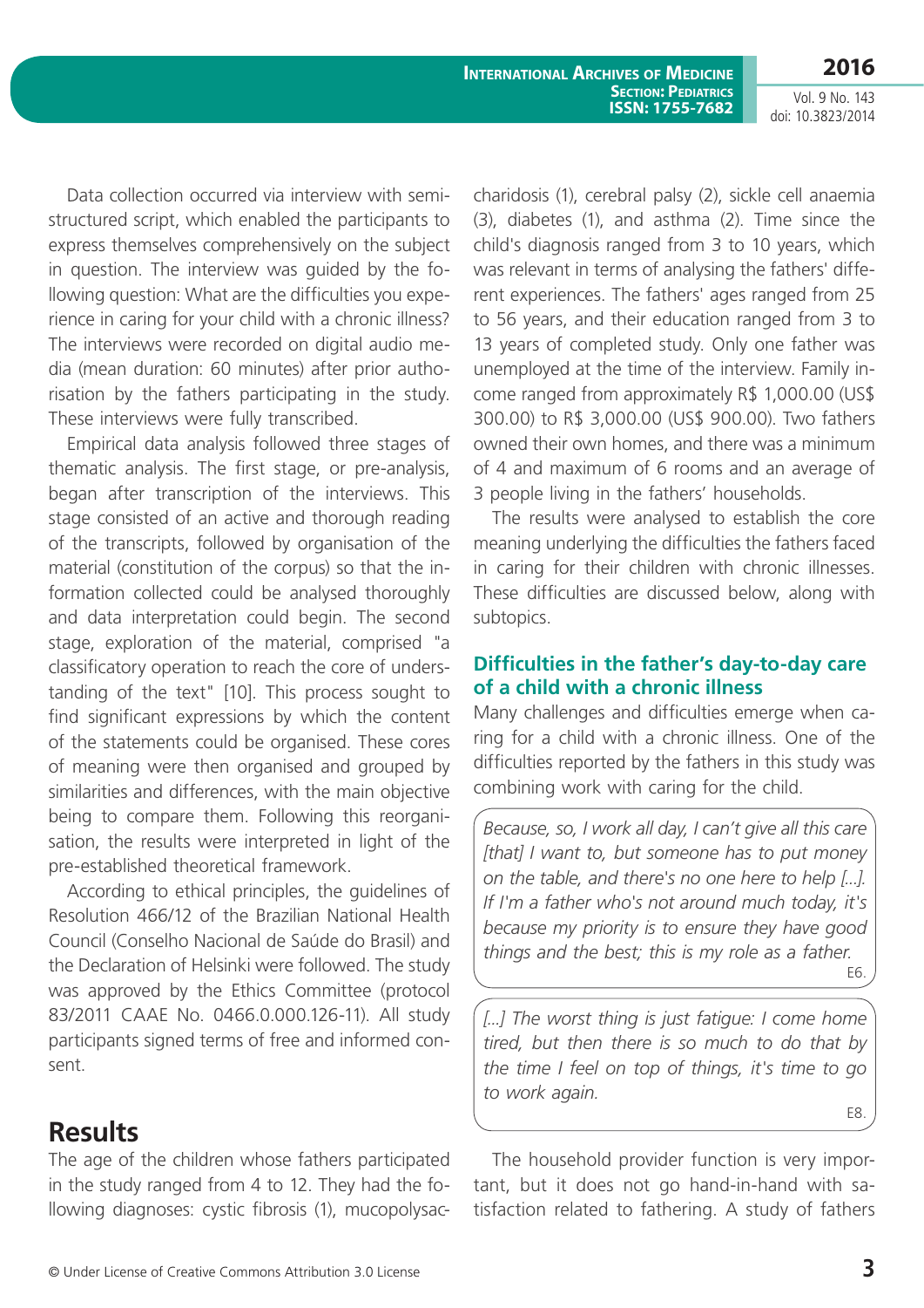Data collection occurred via interview with semi-structured script, which enabled the participants to express themselves comprehensively on the subject in question. The interview was guided by the following question: What are the difficulties you experience in caring for your child with a chronic illness? The interviews were recorded on digital audio media (mean duration: 60 minutes) after prior authorisation by the fathers participating in the study. These interviews were fully transcribed.

Empirical data analysis followed three stages of thematic analysis. The first stage, or pre-analysis, began after transcription of the interviews. This stage consisted of an active and thorough reading of the transcripts, followed by organisation of the material (constitution of the corpus) so that the information collected could be analysed thoroughly and data interpretation could begin. The second stage, exploration of the material, comprised "a classificatory operation to reach the core of understanding of the text" [10]. This process sought to find significant expressions by which the content of the statements could be organised. These cores of meaning were then organised and grouped by similarities and differences, with the main objective being to compare them. Following this reorganisation, the results were interpreted in light of the pre-established theoretical framework.

According to ethical principles, the guidelines of Resolution 466/12 of the Brazilian National Health Council (Conselho Nacional de Saúde do Brasil) and the Declaration of Helsinki were followed. The study was approved by the Ethics Committee (protocol 83/2011 CAAE No. 0466.0.000.126-11). All study participants signed terms of free and informed consent.

# Results

The age of the children whose fathers participated in the study ranged from 4 to 12. They had the following diagnoses: cystic fibrosis (1), mucopolysaccharidosis (1), cerebral palsy (2), sickle cell anaemia (3), diabetes (1), and asthma (2). Time since the child's diagnosis ranged from 3 to 10 years, which was relevant in terms of analysing the fathers' different experiences. The fathers' ages ranged from 25 to 56 years, and their education ranged from 3 to 13 years of completed study. Only one father was unemployed at the time of the interview. Family income ranged from approximately R$ 1,000.00 (US$ 300.00) to R$ 3,000.00 (US$ 900.00). Two fathers owned their own homes, and there was a minimum of 4 and maximum of 6 rooms and an average of 3 people living in the fathers' households.

The results were analysed to establish the core meaning underlying the difficulties the fathers faced in caring for their children with chronic illnesses. These difficulties are discussed below, along with subtopics.

## Difficulties in the father's day-to-day care of a child with a chronic illness

Many challenges and difficulties emerge when caring for a child with a chronic illness. One of the difficulties reported by the fathers in this study was combining work with caring for the child.

> *Because, so, I work all day, I can't give all this care [that] I want to, but someone has to put money on the table, and there's no one here to help [...]. If I'm a father who's not around much today, it's because my priority is to ensure they have good things and the best; this is my role as a father.*
>
> E6.

> *[...] The worst thing is just fatigue: I come home tired, but then there is so much to do that by the time I feel on top of things, it's time to go to work again.*
>
> E8.

The household provider function is very important, but it does not go hand-in-hand with satisfaction related to fathering. A study of fathers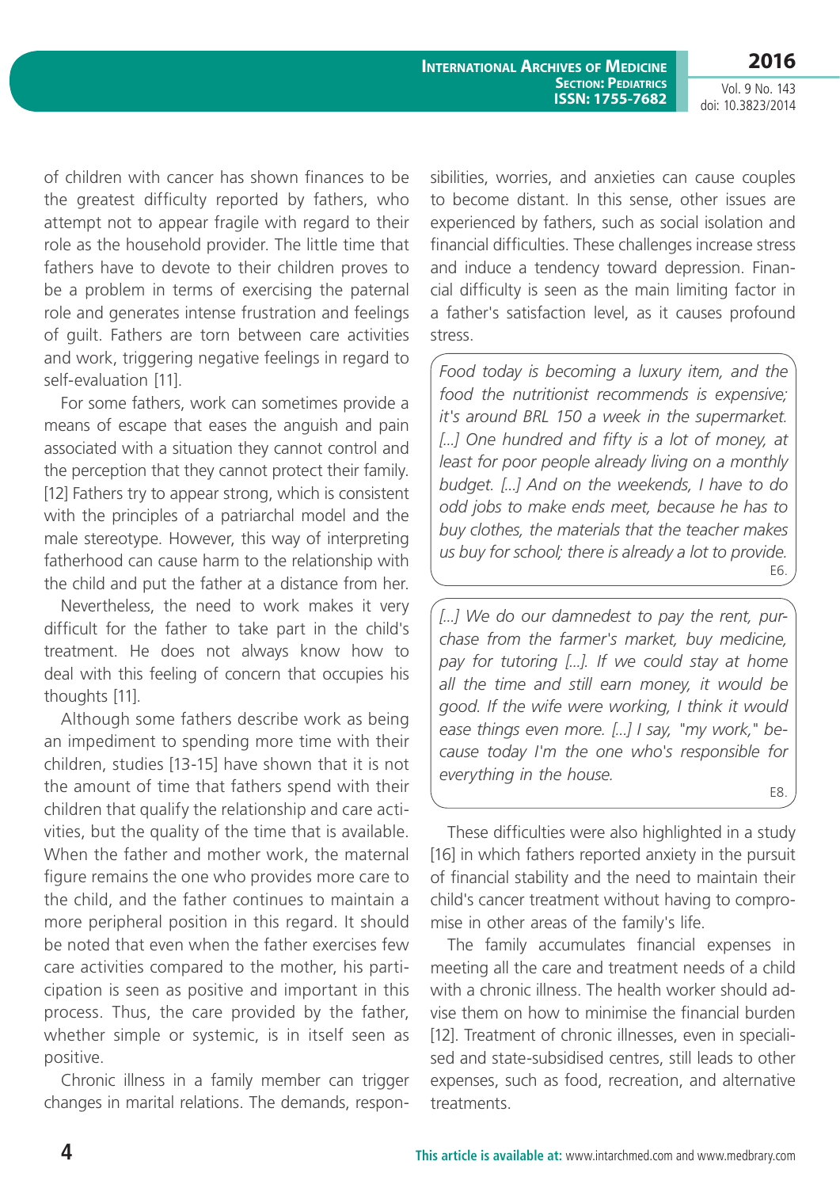of children with cancer has shown finances to be the greatest difficulty reported by fathers, who attempt not to appear fragile with regard to their role as the household provider. The little time that fathers have to devote to their children proves to be a problem in terms of exercising the paternal role and generates intense frustration and feelings of guilt. Fathers are torn between care activities and work, triggering negative feelings in regard to self-evaluation [11].

For some fathers, work can sometimes provide a means of escape that eases the anguish and pain associated with a situation they cannot control and the perception that they cannot protect their family. [12] Fathers try to appear strong, which is consistent with the principles of a patriarchal model and the male stereotype. However, this way of interpreting fatherhood can cause harm to the relationship with the child and put the father at a distance from her.

Nevertheless, the need to work makes it very difficult for the father to take part in the child's treatment. He does not always know how to deal with this feeling of concern that occupies his thoughts [11].

Although some fathers describe work as being an impediment to spending more time with their children, studies [13-15] have shown that it is not the amount of time that fathers spend with their children that qualify the relationship and care activities, but the quality of the time that is available. When the father and mother work, the maternal figure remains the one who provides more care to the child, and the father continues to maintain a more peripheral position in this regard. It should be noted that even when the father exercises few care activities compared to the mother, his participation is seen as positive and important in this process. Thus, the care provided by the father, whether simple or systemic, is in itself seen as positive.

Chronic illness in a family member can trigger changes in marital relations. The demands, responsibilities, worries, and anxieties can cause couples to become distant. In this sense, other issues are experienced by fathers, such as social isolation and financial difficulties. These challenges increase stress and induce a tendency toward depression. Financial difficulty is seen as the main limiting factor in a father's satisfaction level, as it causes profound stress.

> *Food today is becoming a luxury item, and the food the nutritionist recommends is expensive; it's around BRL 150 a week in the supermarket. [...] One hundred and fifty is a lot of money, at least for poor people already living on a monthly budget. [...] And on the weekends, I have to do odd jobs to make ends meet, because he has to buy clothes, the materials that the teacher makes us buy for school; there is already a lot to provide.*
> E6.

> *[...] We do our damnedest to pay the rent, purchase from the farmer's market, buy medicine, pay for tutoring [...]. If we could stay at home all the time and still earn money, it would be good. If the wife were working, I think it would ease things even more. [...] I say, "my work," because today I'm the one who's responsible for everything in the house.*
> E8.

These difficulties were also highlighted in a study [16] in which fathers reported anxiety in the pursuit of financial stability and the need to maintain their child's cancer treatment without having to compromise in other areas of the family's life.

The family accumulates financial expenses in meeting all the care and treatment needs of a child with a chronic illness. The health worker should advise them on how to minimise the financial burden [12]. Treatment of chronic illnesses, even in specialised and state-subsidised centres, still leads to other expenses, such as food, recreation, and alternative treatments.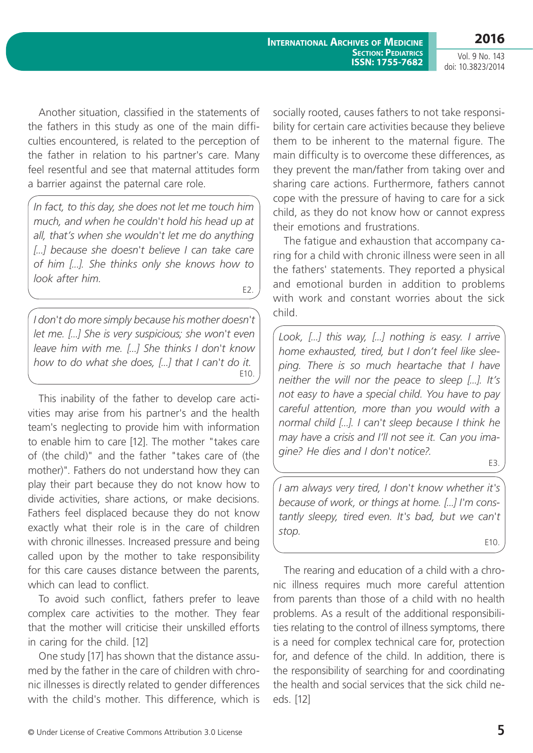Another situation, classified in the statements of the fathers in this study as one of the main difficulties encountered, is related to the perception of the father in relation to his partner's care. Many feel resentful and see that maternal attitudes form a barrier against the paternal care role.

> *In fact, to this day, she does not let me touch him much, and when he couldn't hold his head up at all, that's when she wouldn't let me do anything [...] because she doesn't believe I can take care of him [...]. She thinks only she knows how to look after him.*
>
> E2.

> *I don't do more simply because his mother doesn't let me. [...] She is very suspicious; she won't even leave him with me. [...] She thinks I don't know how to do what she does, [...] that I can't do it.*
>
> E10.

This inability of the father to develop care activities may arise from his partner's and the health team's neglecting to provide him with information to enable him to care [12]. The mother "takes care of (the child)" and the father "takes care of (the mother)". Fathers do not understand how they can play their part because they do not know how to divide activities, share actions, or make decisions. Fathers feel displaced because they do not know exactly what their role is in the care of children with chronic illnesses. Increased pressure and being called upon by the mother to take responsibility for this care causes distance between the parents, which can lead to conflict.

To avoid such conflict, fathers prefer to leave complex care activities to the mother. They fear that the mother will criticise their unskilled efforts in caring for the child. [12]

One study [17] has shown that the distance assumed by the father in the care of children with chronic illnesses is directly related to gender differences with the child's mother. This difference, which is socially rooted, causes fathers to not take responsibility for certain care activities because they believe them to be inherent to the maternal figure. The main difficulty is to overcome these differences, as they prevent the man/father from taking over and sharing care actions. Furthermore, fathers cannot cope with the pressure of having to care for a sick child, as they do not know how or cannot express their emotions and frustrations.

The fatigue and exhaustion that accompany caring for a child with chronic illness were seen in all the fathers' statements. They reported a physical and emotional burden in addition to problems with work and constant worries about the sick child.

> *Look, [...] this way, [...] nothing is easy. I arrive home exhausted, tired, but I don't feel like sleeping. There is so much heartache that I have neither the will nor the peace to sleep [...]. It's not easy to have a special child. You have to pay careful attention, more than you would with a normal child [...]. I can't sleep because I think he may have a crisis and I'll not see it. Can you imagine? He dies and I don't notice?.*
>
> E3.

> *I am always very tired, I don't know whether it's because of work, or things at home. [...] I'm constantly sleepy, tired even. It's bad, but we can't stop.*
>
> E10.

The rearing and education of a child with a chronic illness requires much more careful attention from parents than those of a child with no health problems. As a result of the additional responsibilities relating to the control of illness symptoms, there is a need for complex technical care for, protection for, and defence of the child. In addition, there is the responsibility of searching for and coordinating the health and social services that the sick child needs. [12]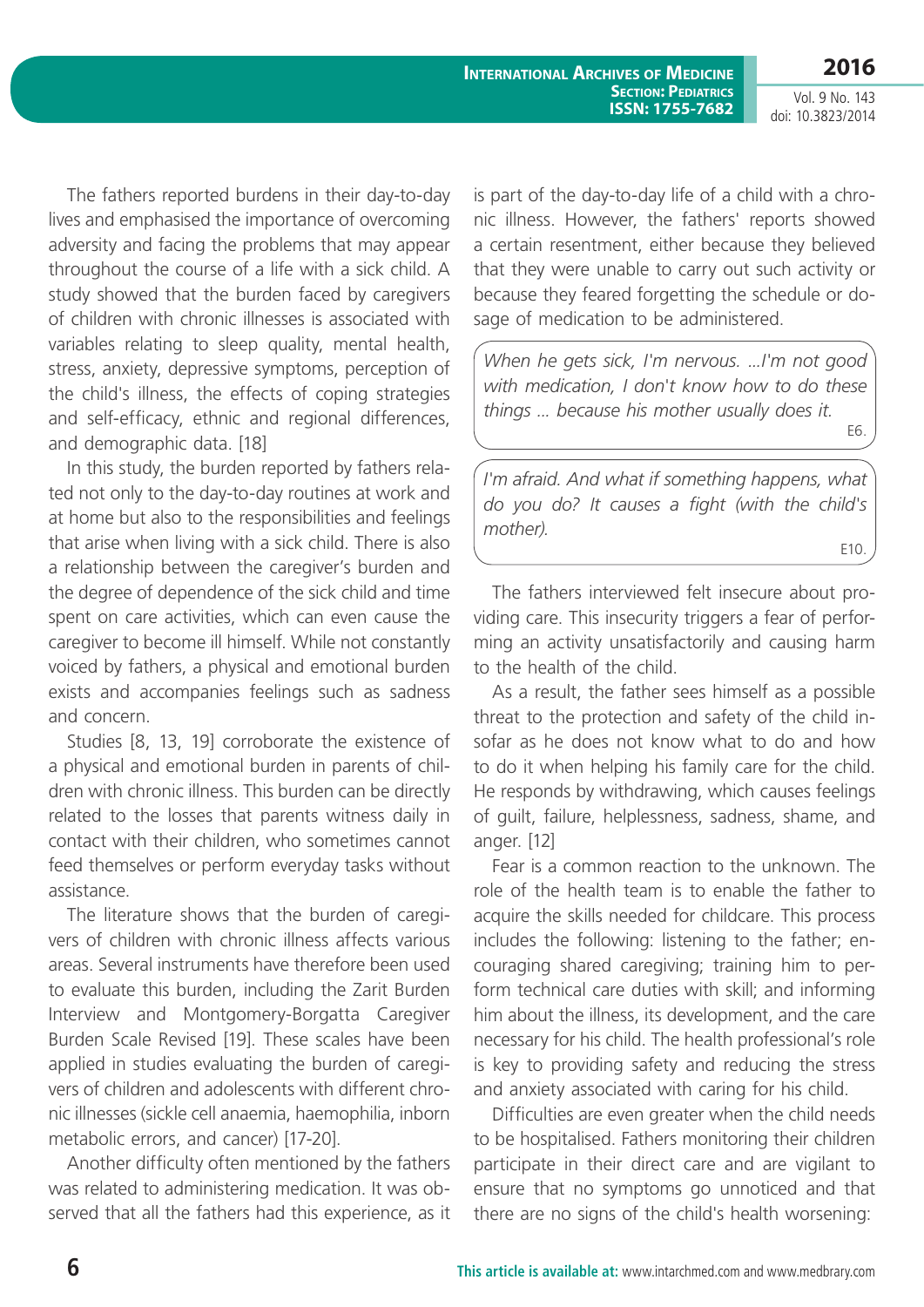The fathers reported burdens in their day-to-day lives and emphasised the importance of overcoming adversity and facing the problems that may appear throughout the course of a life with a sick child. A study showed that the burden faced by caregivers of children with chronic illnesses is associated with variables relating to sleep quality, mental health, stress, anxiety, depressive symptoms, perception of the child's illness, the effects of coping strategies and self-efficacy, ethnic and regional differences, and demographic data. [18]

In this study, the burden reported by fathers related not only to the day-to-day routines at work and at home but also to the responsibilities and feelings that arise when living with a sick child. There is also a relationship between the caregiver's burden and the degree of dependence of the sick child and time spent on care activities, which can even cause the caregiver to become ill himself. While not constantly voiced by fathers, a physical and emotional burden exists and accompanies feelings such as sadness and concern.

Studies [8, 13, 19] corroborate the existence of a physical and emotional burden in parents of children with chronic illness. This burden can be directly related to the losses that parents witness daily in contact with their children, who sometimes cannot feed themselves or perform everyday tasks without assistance.

The literature shows that the burden of caregivers of children with chronic illness affects various areas. Several instruments have therefore been used to evaluate this burden, including the Zarit Burden Interview and Montgomery-Borgatta Caregiver Burden Scale Revised [19]. These scales have been applied in studies evaluating the burden of caregivers of children and adolescents with different chronic illnesses (sickle cell anaemia, haemophilia, inborn metabolic errors, and cancer) [17-20].

Another difficulty often mentioned by the fathers was related to administering medication. It was observed that all the fathers had this experience, as it is part of the day-to-day life of a child with a chronic illness. However, the fathers' reports showed a certain resentment, either because they believed that they were unable to carry out such activity or because they feared forgetting the schedule or dosage of medication to be administered.

> *When he gets sick, I'm nervous. ...I'm not good with medication, I don't know how to do these things ... because his mother usually does it.*
>
> E6.

> *I'm afraid. And what if something happens, what do you do? It causes a fight (with the child's mother).*
>
> E10.

The fathers interviewed felt insecure about providing care. This insecurity triggers a fear of performing an activity unsatisfactorily and causing harm to the health of the child.

As a result, the father sees himself as a possible threat to the protection and safety of the child insofar as he does not know what to do and how to do it when helping his family care for the child. He responds by withdrawing, which causes feelings of guilt, failure, helplessness, sadness, shame, and anger. [12]

Fear is a common reaction to the unknown. The role of the health team is to enable the father to acquire the skills needed for childcare. This process includes the following: listening to the father; encouraging shared caregiving; training him to perform technical care duties with skill; and informing him about the illness, its development, and the care necessary for his child. The health professional's role is key to providing safety and reducing the stress and anxiety associated with caring for his child.

Difficulties are even greater when the child needs to be hospitalised. Fathers monitoring their children participate in their direct care and are vigilant to ensure that no symptoms go unnoticed and that there are no signs of the child's health worsening: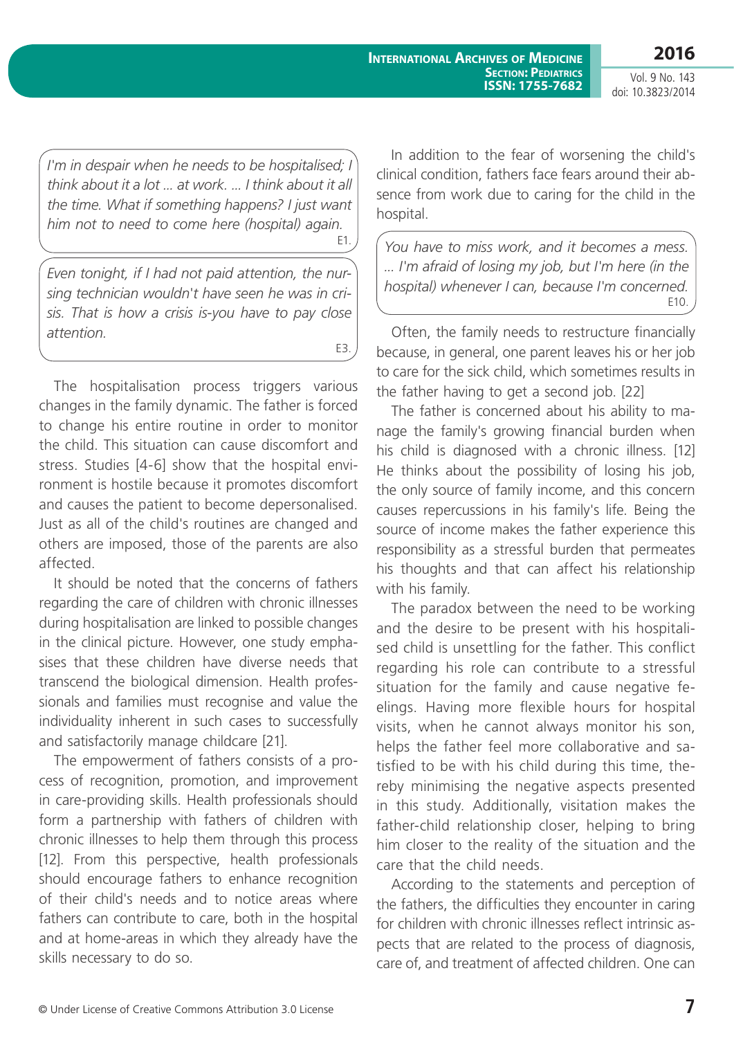*I'm in despair when he needs to be hospitalised; I think about it a lot ... at work. ... I think about it all the time. What if something happens? I just want him not to need to come here (hospital) again.*

E1.

*Even tonight, if I had not paid attention, the nursing technician wouldn't have seen he was in crisis. That is how a crisis is-you have to pay close attention.*

E3.

The hospitalisation process triggers various changes in the family dynamic. The father is forced to change his entire routine in order to monitor the child. This situation can cause discomfort and stress. Studies [4-6] show that the hospital environment is hostile because it promotes discomfort and causes the patient to become depersonalised. Just as all of the child's routines are changed and others are imposed, those of the parents are also affected.

It should be noted that the concerns of fathers regarding the care of children with chronic illnesses during hospitalisation are linked to possible changes in the clinical picture. However, one study emphasises that these children have diverse needs that transcend the biological dimension. Health professionals and families must recognise and value the individuality inherent in such cases to successfully and satisfactorily manage childcare [21].

The empowerment of fathers consists of a process of recognition, promotion, and improvement in care-providing skills. Health professionals should form a partnership with fathers of children with chronic illnesses to help them through this process [12]. From this perspective, health professionals should encourage fathers to enhance recognition of their child's needs and to notice areas where fathers can contribute to care, both in the hospital and at home-areas in which they already have the skills necessary to do so.

In addition to the fear of worsening the child's clinical condition, fathers face fears around their absence from work due to caring for the child in the hospital.

*You have to miss work, and it becomes a mess. ... I'm afraid of losing my job, but I'm here (in the hospital) whenever I can, because I'm concerned.*

E10.

Often, the family needs to restructure financially because, in general, one parent leaves his or her job to care for the sick child, which sometimes results in the father having to get a second job. [22]

The father is concerned about his ability to manage the family's growing financial burden when his child is diagnosed with a chronic illness. [12] He thinks about the possibility of losing his job, the only source of family income, and this concern causes repercussions in his family's life. Being the source of income makes the father experience this responsibility as a stressful burden that permeates his thoughts and that can affect his relationship with his family.

The paradox between the need to be working and the desire to be present with his hospitalised child is unsettling for the father. This conflict regarding his role can contribute to a stressful situation for the family and cause negative feelings. Having more flexible hours for hospital visits, when he cannot always monitor his son, helps the father feel more collaborative and satisfied to be with his child during this time, thereby minimising the negative aspects presented in this study. Additionally, visitation makes the father-child relationship closer, helping to bring him closer to the reality of the situation and the care that the child needs.

According to the statements and perception of the fathers, the difficulties they encounter in caring for children with chronic illnesses reflect intrinsic aspects that are related to the process of diagnosis, care of, and treatment of affected children. One can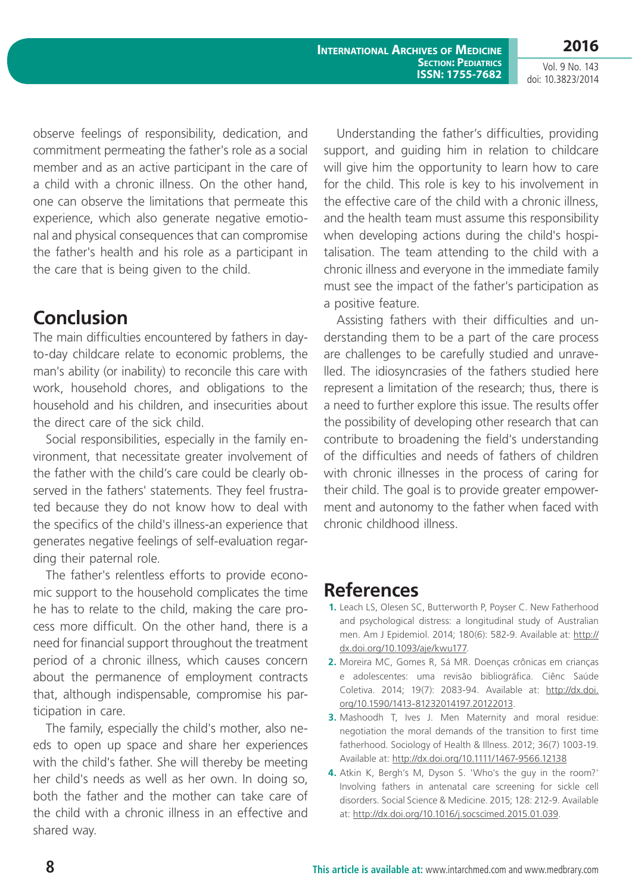observe feelings of responsibility, dedication, and commitment permeating the father's role as a social member and as an active participant in the care of a child with a chronic illness. On the other hand, one can observe the limitations that permeate this experience, which also generate negative emotional and physical consequences that can compromise the father's health and his role as a participant in the care that is being given to the child.

## Conclusion

The main difficulties encountered by fathers in day-to-day childcare relate to economic problems, the man's ability (or inability) to reconcile this care with work, household chores, and obligations to the household and his children, and insecurities about the direct care of the sick child.

Social responsibilities, especially in the family environment, that necessitate greater involvement of the father with the child's care could be clearly observed in the fathers' statements. They feel frustrated because they do not know how to deal with the specifics of the child's illness-an experience that generates negative feelings of self-evaluation regarding their paternal role.

The father's relentless efforts to provide economic support to the household complicates the time he has to relate to the child, making the care process more difficult. On the other hand, there is a need for financial support throughout the treatment period of a chronic illness, which causes concern about the permanence of employment contracts that, although indispensable, compromise his participation in care.

The family, especially the child's mother, also needs to open up space and share her experiences with the child's father. She will thereby be meeting her child's needs as well as her own. In doing so, both the father and the mother can take care of the child with a chronic illness in an effective and shared way.

Understanding the father's difficulties, providing support, and guiding him in relation to childcare will give him the opportunity to learn how to care for the child. This role is key to his involvement in the effective care of the child with a chronic illness, and the health team must assume this responsibility when developing actions during the child's hospitalisation. The team attending to the child with a chronic illness and everyone in the immediate family must see the impact of the father's participation as a positive feature.

Assisting fathers with their difficulties and understanding them to be a part of the care process are challenges to be carefully studied and unravelled. The idiosyncrasies of the fathers studied here represent a limitation of the research; thus, there is a need to further explore this issue. The results offer the possibility of developing other research that can contribute to broadening the field's understanding of the difficulties and needs of fathers of children with chronic illnesses in the process of caring for their child. The goal is to provide greater empowerment and autonomy to the father when faced with chronic childhood illness.

## References

1. Leach LS, Olesen SC, Butterworth P, Poyser C. New Fatherhood and psychological distress: a longitudinal study of Australian men. Am J Epidemiol. 2014; 180(6): 582-9. Available at: http://dx.doi.org/10.1093/aje/kwu177.
2. Moreira MC, Gomes R, Sá MR. Doenças crônicas em crianças e adolescentes: uma revisão bibliográfica. Ciênc Saúde Coletiva. 2014; 19(7): 2083-94. Available at: http://dx.doi.org/10.1590/1413-81232014197.20122013.
3. Mashoodh T, Ives J. Men Maternity and moral residue: negotiation the moral demands of the transition to first time fatherhood. Sociology of Health & Illness. 2012; 36(7) 1003-19. Available at: http://dx.doi.org/10.1111/1467-9566.12138
4. Atkin K, Bergh's M, Dyson S. 'Who's the guy in the room?' Involving fathers in antenatal care screening for sickle cell disorders. Social Science & Medicine. 2015; 128: 212-9. Available at: http://dx.doi.org/10.1016/j.socscimed.2015.01.039.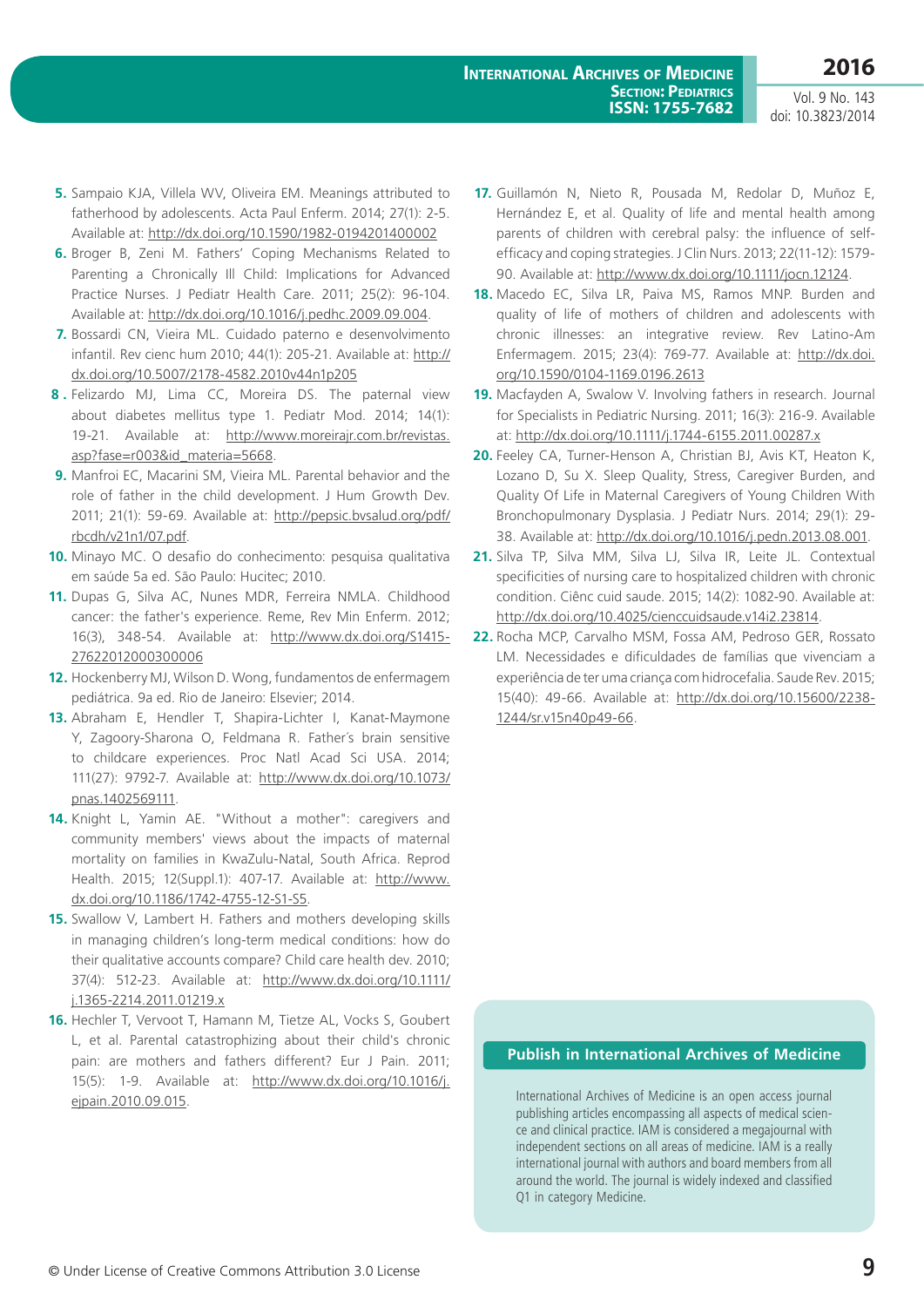5. Sampaio KJA, Villela WV, Oliveira EM. Meanings attributed to fatherhood by adolescents. Acta Paul Enferm. 2014; 27(1): 2-5. Available at: http://dx.doi.org/10.1590/1982-0194201400002
6. Broger B, Zeni M. Fathers' Coping Mechanisms Related to Parenting a Chronically Ill Child: Implications for Advanced Practice Nurses. J Pediatr Health Care. 2011; 25(2): 96-104. Available at: http://dx.doi.org/10.1016/j.pedhc.2009.09.004.
7. Bossardi CN, Vieira ML. Cuidado paterno e desenvolvimento infantil. Rev cienc hum 2010; 44(1): 205-21. Available at: http://dx.doi.org/10.5007/2178-4582.2010v44n1p205
8. Felizardo MJ, Lima CC, Moreira DS. The paternal view about diabetes mellitus type 1. Pediatr Mod. 2014; 14(1): 19-21. Available at: http://www.moreirajr.com.br/revistas.asp?fase=r003&id_materia=5668.
9. Manfroi EC, Macarini SM, Vieira ML. Parental behavior and the role of father in the child development. J Hum Growth Dev. 2011; 21(1): 59-69. Available at: http://pepsic.bvsalud.org/pdf/rbcdh/v21n1/07.pdf.
10. Minayo MC. O desafio do conhecimento: pesquisa qualitativa em saúde 5a ed. São Paulo: Hucitec; 2010.
11. Dupas G, Silva AC, Nunes MDR, Ferreira NMLA. Childhood cancer: the father's experience. Reme, Rev Min Enferm. 2012; 16(3), 348-54. Available at: http://www.dx.doi.org/S1415-27622012000300006
12. Hockenberry MJ, Wilson D. Wong, fundamentos de enfermagem pediátrica. 9a ed. Rio de Janeiro: Elsevier; 2014.
13. Abraham E, Hendler T, Shapira-Lichter I, Kanat-Maymone Y, Zagoory-Sharona O, Feldmana R. Father´s brain sensitive to childcare experiences. Proc Natl Acad Sci USA. 2014; 111(27): 9792-7. Available at: http://www.dx.doi.org/10.1073/pnas.1402569111.
14. Knight L, Yamin AE. "Without a mother": caregivers and community members' views about the impacts of maternal mortality on families in KwaZulu-Natal, South Africa. Reprod Health. 2015; 12(Suppl.1): 407-17. Available at: http://www.dx.doi.org/10.1186/1742-4755-12-S1-S5.
15. Swallow V, Lambert H. Fathers and mothers developing skills in managing children's long-term medical conditions: how do their qualitative accounts compare? Child care health dev. 2010; 37(4): 512-23. Available at: http://www.dx.doi.org/10.1111/j.1365-2214.2011.01219.x
16. Hechler T, Vervoot T, Hamann M, Tietze AL, Vocks S, Goubert L, et al. Parental catastrophizing about their child's chronic pain: are mothers and fathers different? Eur J Pain. 2011; 15(5): 1-9. Available at: http://www.dx.doi.org/10.1016/j.ejpain.2010.09.015.
17. Guillamón N, Nieto R, Pousada M, Redolar D, Muñoz E, Hernández E, et al. Quality of life and mental health among parents of children with cerebral palsy: the influence of self-efficacy and coping strategies. J Clin Nurs. 2013; 22(11-12): 1579-90. Available at: http://www.dx.doi.org/10.1111/jocn.12124.
18. Macedo EC, Silva LR, Paiva MS, Ramos MNP. Burden and quality of life of mothers of children and adolescents with chronic illnesses: an integrative review. Rev Latino-Am Enfermagem. 2015; 23(4): 769-77. Available at: http://dx.doi.org/10.1590/0104-1169.0196.2613
19. Macfayden A, Swalow V. Involving fathers in research. Journal for Specialists in Pediatric Nursing. 2011; 16(3): 216-9. Available at: http://dx.doi.org/10.1111/j.1744-6155.2011.00287.x
20. Feeley CA, Turner-Henson A, Christian BJ, Avis KT, Heaton K, Lozano D, Su X. Sleep Quality, Stress, Caregiver Burden, and Quality Of Life in Maternal Caregivers of Young Children With Bronchopulmonary Dysplasia. J Pediatr Nurs. 2014; 29(1): 29-38. Available at: http://dx.doi.org/10.1016/j.pedn.2013.08.001.
21. Silva TP, Silva MM, Silva LJ, Silva IR, Leite JL. Contextual specificities of nursing care to hospitalized children with chronic condition. Ciênc cuid saude. 2015; 14(2): 1082-90. Available at: http://dx.doi.org/10.4025/cienccuidsaude.v14i2.23814.
22. Rocha MCP, Carvalho MSM, Fossa AM, Pedroso GER, Rossato LM. Necessidades e dificuldades de famílias que vivenciam a experiência de ter uma criança com hidrocefalia. Saude Rev. 2015; 15(40): 49-66. Available at: http://dx.doi.org/10.15600/2238-1244/sr.v15n40p49-66.

**Publish in International Archives of Medicine**

International Archives of Medicine is an open access journal publishing articles encompassing all aspects of medical science and clinical practice. IAM is considered a megajournal with independent sections on all areas of medicine. IAM is a really international journal with authors and board members from all around the world. The journal is widely indexed and classified Q1 in category Medicine.